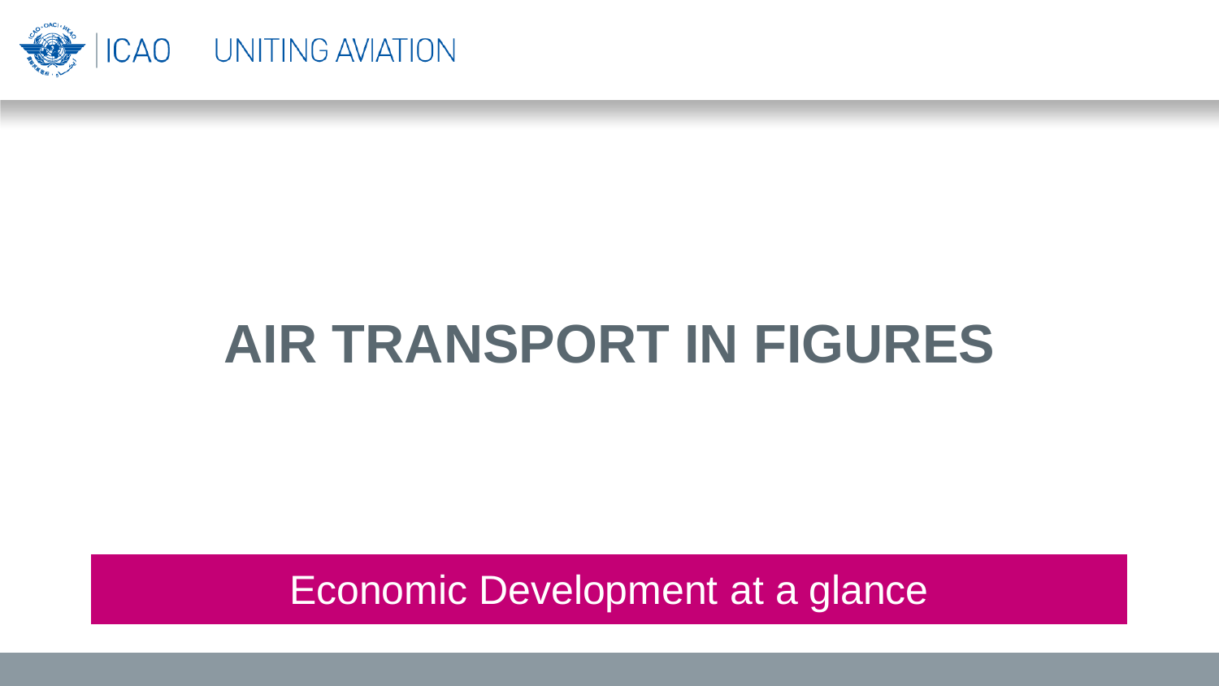ICAO UNITING AVIATION

# AIR TRANSPORT IN FIGURES

Economic Development at a glance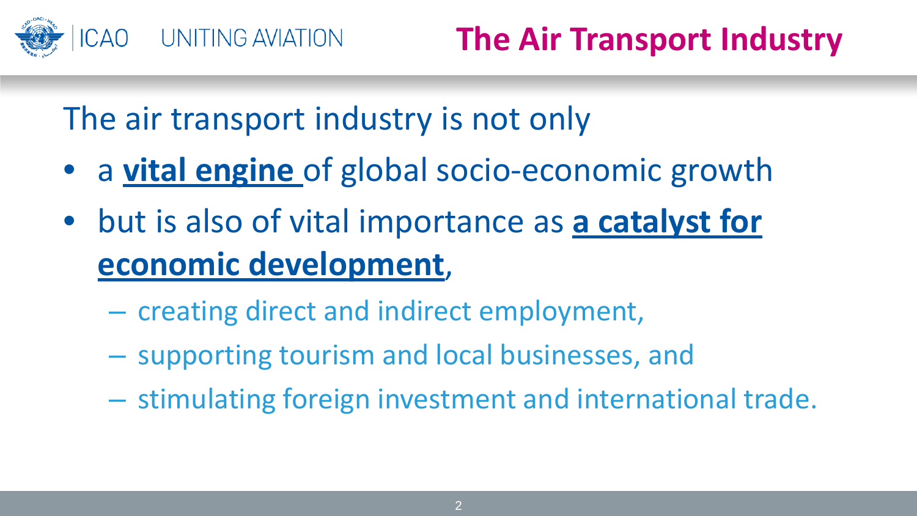# The Air Transport Industry

The air transport industry is not only

- a **vital engine** of global socio-economic growth
- but is also of vital importance as **a catalyst for economic development**,
  - creating direct and indirect employment,
  - supporting tourism and local businesses, and
  - stimulating foreign investment and international trade.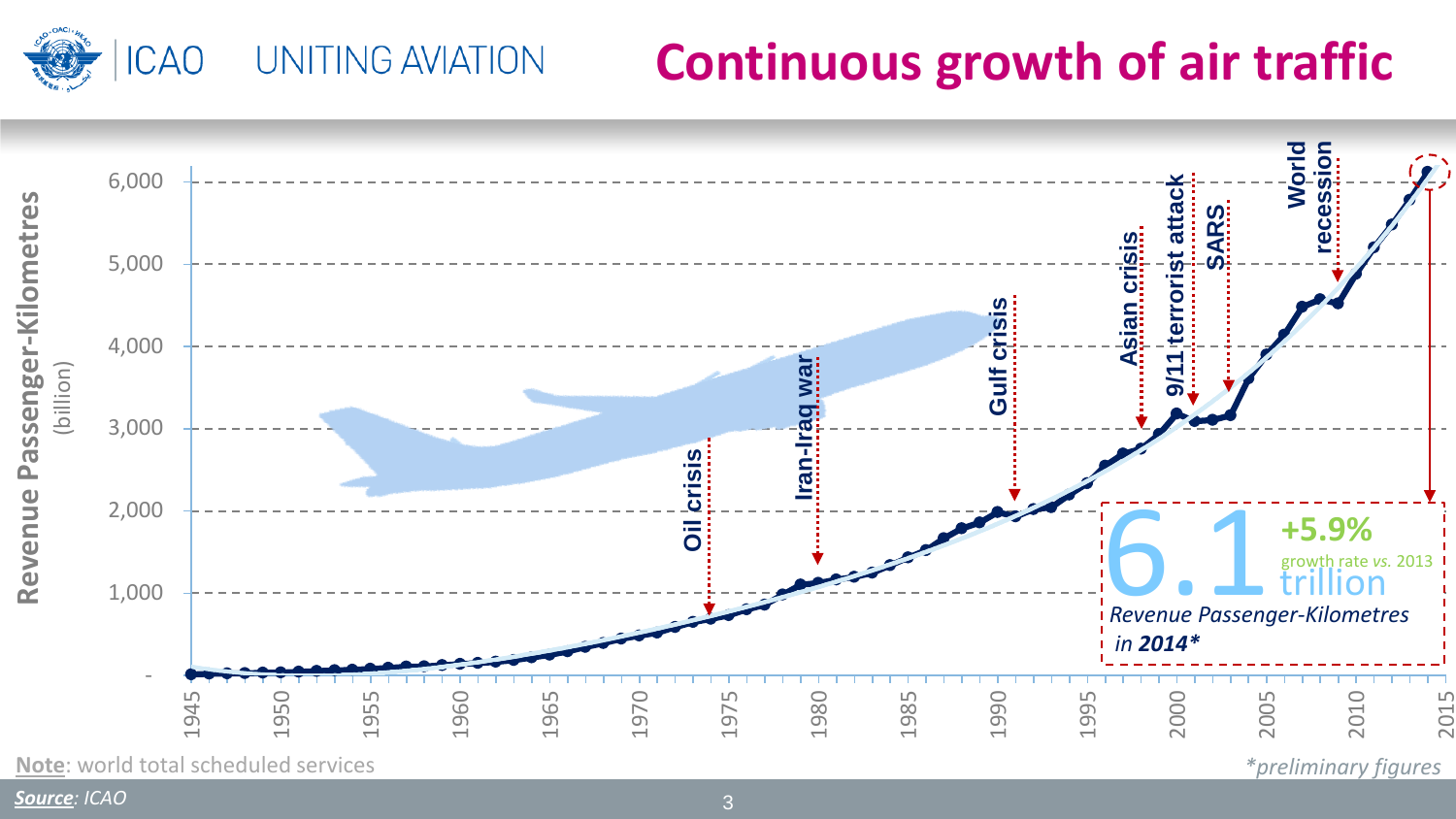# Continuous growth of air traffic

ICAO UNITING AVIATION

Revenue Passenger-Kilometres (billion)

6,000
5,000
4,000
3,000
2,000
1,000
-

1945 1950 1955 1960 1965 1970 1975 1980 1985 1990 1995 2000 2005 2010 2015

Oil crisis

Iran-Iraq war

Gulf crisis

Asian crisis

9/11 terrorist attack

SARS

World recession

6.1 trillion

+5.9%

growth rate *vs.* 2013

*Revenue Passenger-Kilometres in **2014****

**Note**: world total scheduled services

**Source**: ICAO

*\*preliminary figures*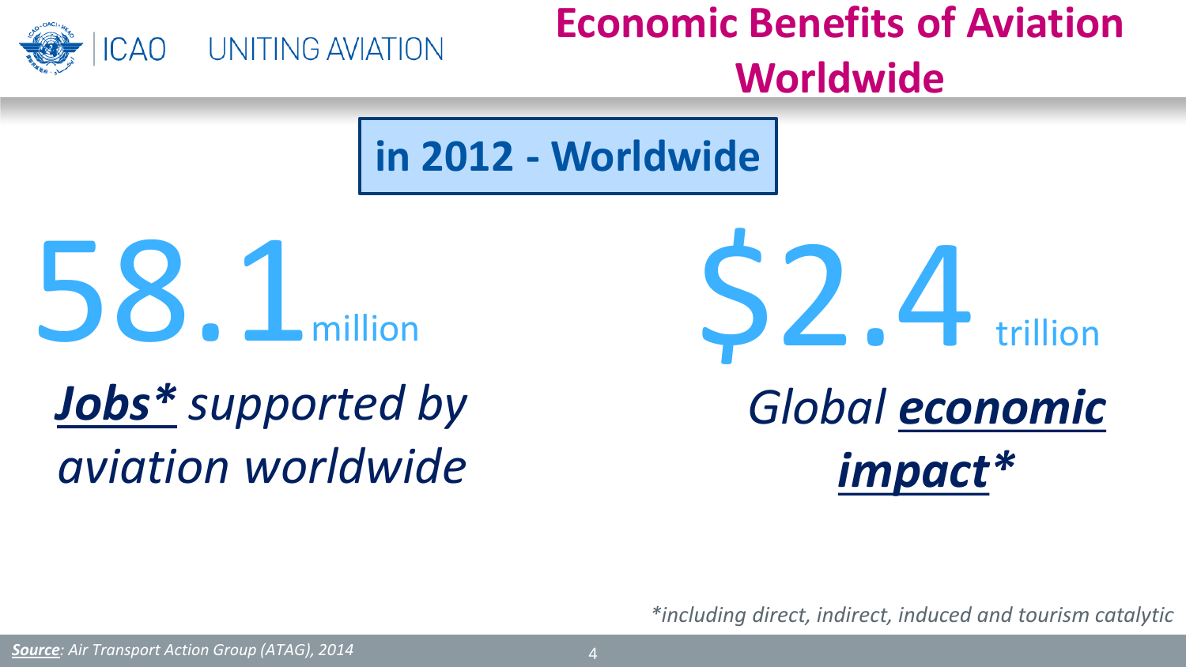# Economic Benefits of Aviation Worldwide

**in 2012 - Worldwide**

58.1 million

***Jobs**** *supported by aviation worldwide*

$2.4 trillion

*Global* ***economic impact****

**including direct, indirect, induced and tourism catalytic*

***Source***: *Air Transport Action Group (ATAG), 2014*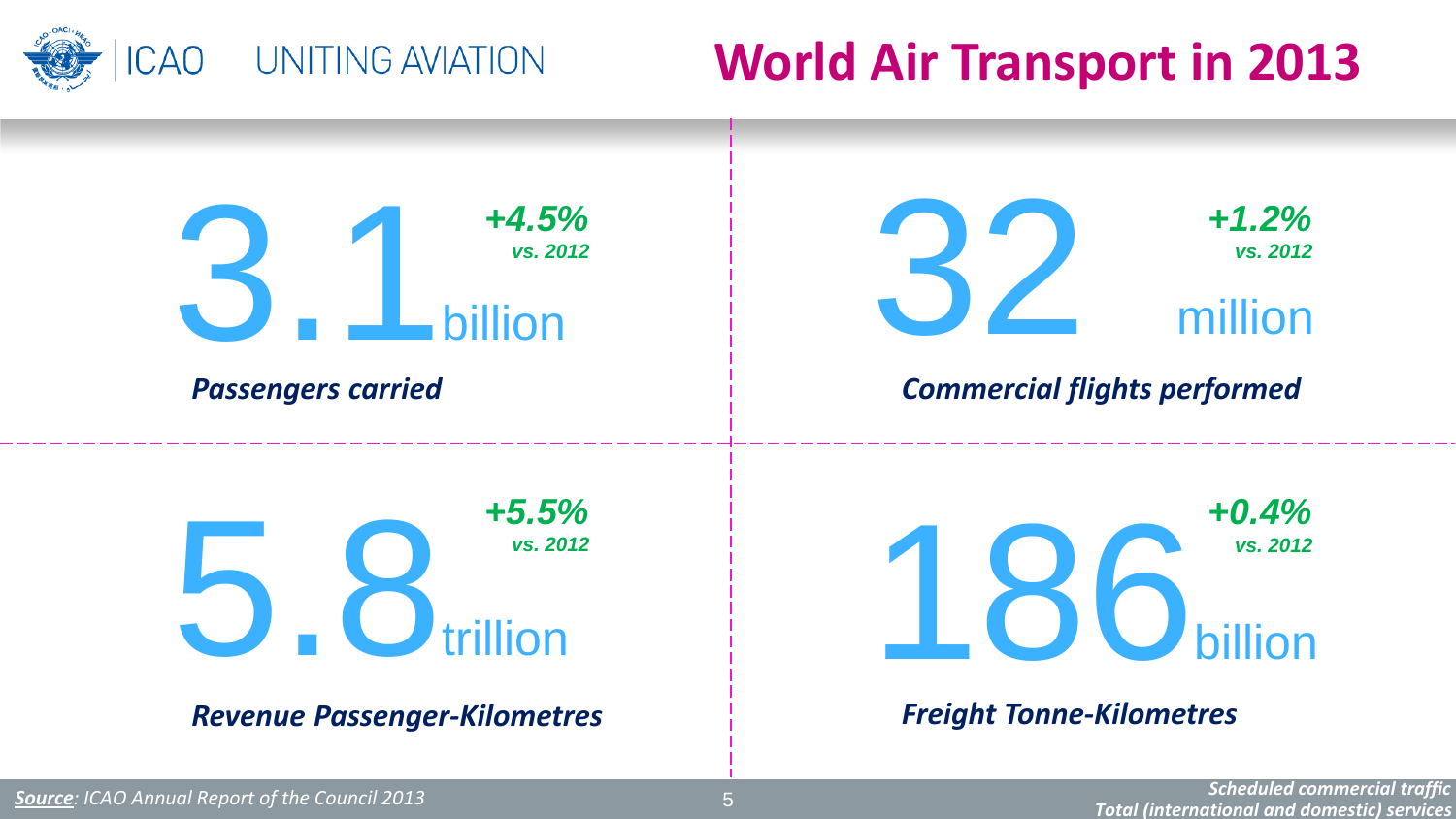ICAO UNITING AVIATION

# World Air Transport in 2013

**3.1 billion** *+4.5% vs. 2012*

***Passengers carried***

**32 million** *+1.2% vs. 2012*

***Commercial flights performed***

**5.8 trillion** *+5.5% vs. 2012*

***Revenue Passenger-Kilometres***

**186 billion** *+0.4% vs. 2012*

***Freight Tonne-Kilometres***

*__Source__: ICAO Annual Report of the Council 2013*

***Scheduled commercial traffic***
***Total (international and domestic) services***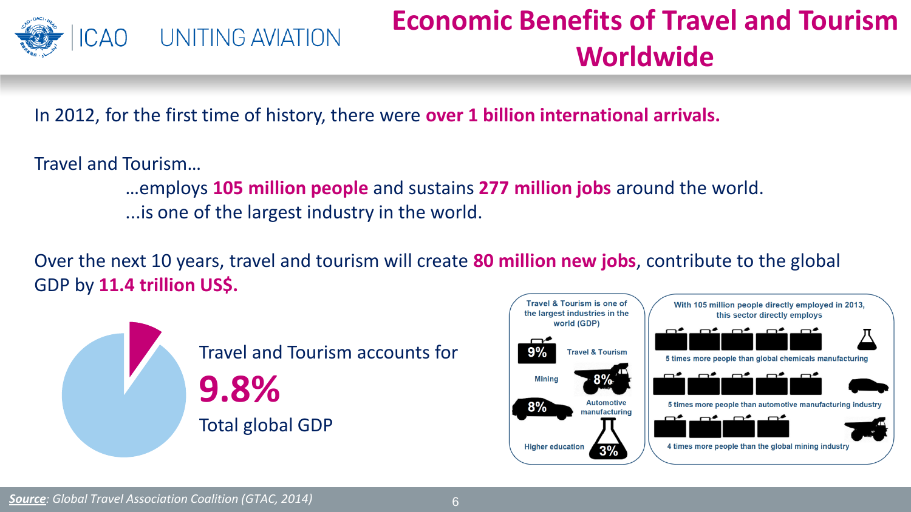# Economic Benefits of Travel and Tourism Worldwide

In 2012, for the first time of history, there were **over 1 billion international arrivals.**

Travel and Tourism…

…employs **105 million people** and sustains **277 million jobs** around the world.

...is one of the largest industry in the world.

Over the next 10 years, travel and tourism will create **80 million new jobs**, contribute to the global GDP by **11.4 trillion US$.**

Travel and Tourism accounts for **9.8%** Total global GDP

Travel & Tourism is one of the largest industries in the world (GDP)

- 9% Travel & Tourism
- Mining 8%
- 8% Automotive manufacturing
- Higher education 3%

With 105 million people directly employed in 2013, this sector directly employs

- 5 times more people than global chemicals manufacturing
- 5 times more people than automotive manufacturing industry
- 4 times more people than the global mining industry

***Source**: Global Travel Association Coalition (GTAC, 2014)*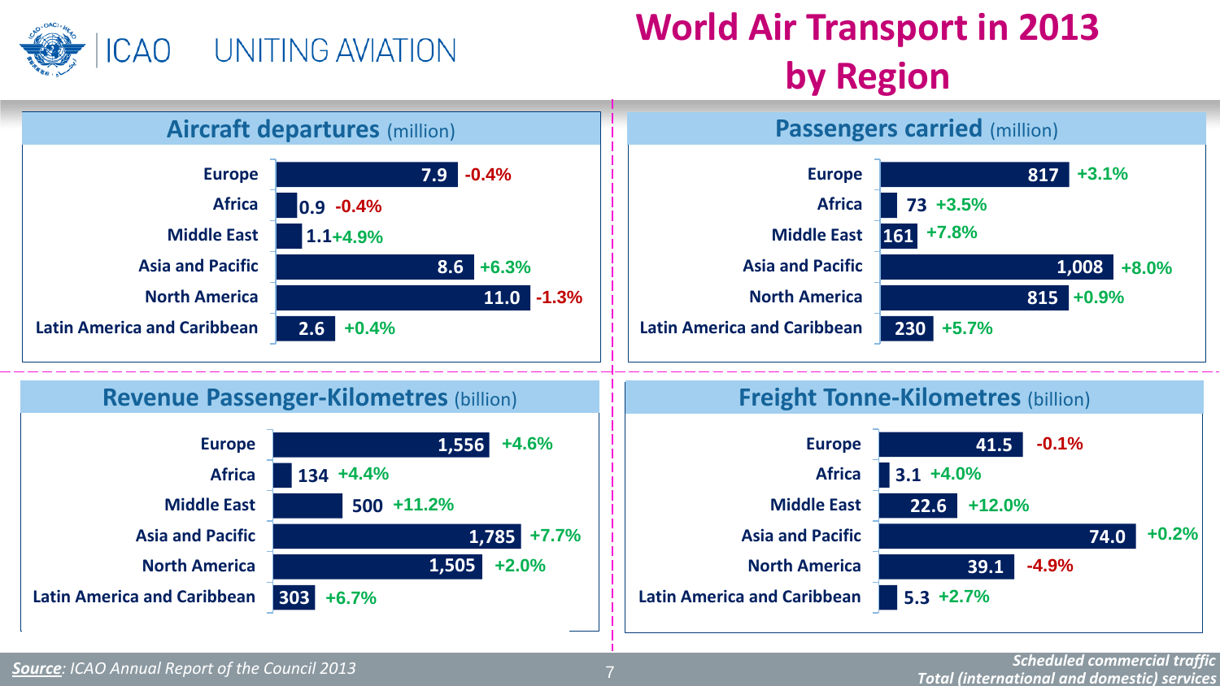# World Air Transport in 2013 by Region

## Aircraft departures (million)

| Region | Value | Change |
|---|---|---|
| Europe | 7.9 | -0.4% |
| Africa | 0.9 | -0.4% |
| Middle East | 1.1 | +4.9% |
| Asia and Pacific | 8.6 | +6.3% |
| North America | 11.0 | -1.3% |
| Latin America and Caribbean | 2.6 | +0.4% |

## Passengers carried (million)

| Region | Value | Change |
|---|---|---|
| Europe | 817 | +3.1% |
| Africa | 73 | +3.5% |
| Middle East | 161 | +7.8% |
| Asia and Pacific | 1,008 | +8.0% |
| North America | 815 | +0.9% |
| Latin America and Caribbean | 230 | +5.7% |

## Revenue Passenger-Kilometres (billion)

| Region | Value | Change |
|---|---|---|
| Europe | 1,556 | +4.6% |
| Africa | 134 | +4.4% |
| Middle East | 500 | +11.2% |
| Asia and Pacific | 1,785 | +7.7% |
| North America | 1,505 | +2.0% |
| Latin America and Caribbean | 303 | +6.7% |

## Freight Tonne-Kilometres (billion)

| Region | Value | Change |
|---|---|---|
| Europe | 41.5 | -0.1% |
| Africa | 3.1 | +4.0% |
| Middle East | 22.6 | +12.0% |
| Asia and Pacific | 74.0 | +0.2% |
| North America | 39.1 | -4.9% |
| Latin America and Caribbean | 5.3 | +2.7% |

***Source**: ICAO Annual Report of the Council 2013*

***Scheduled commercial traffic Total (international and domestic) services***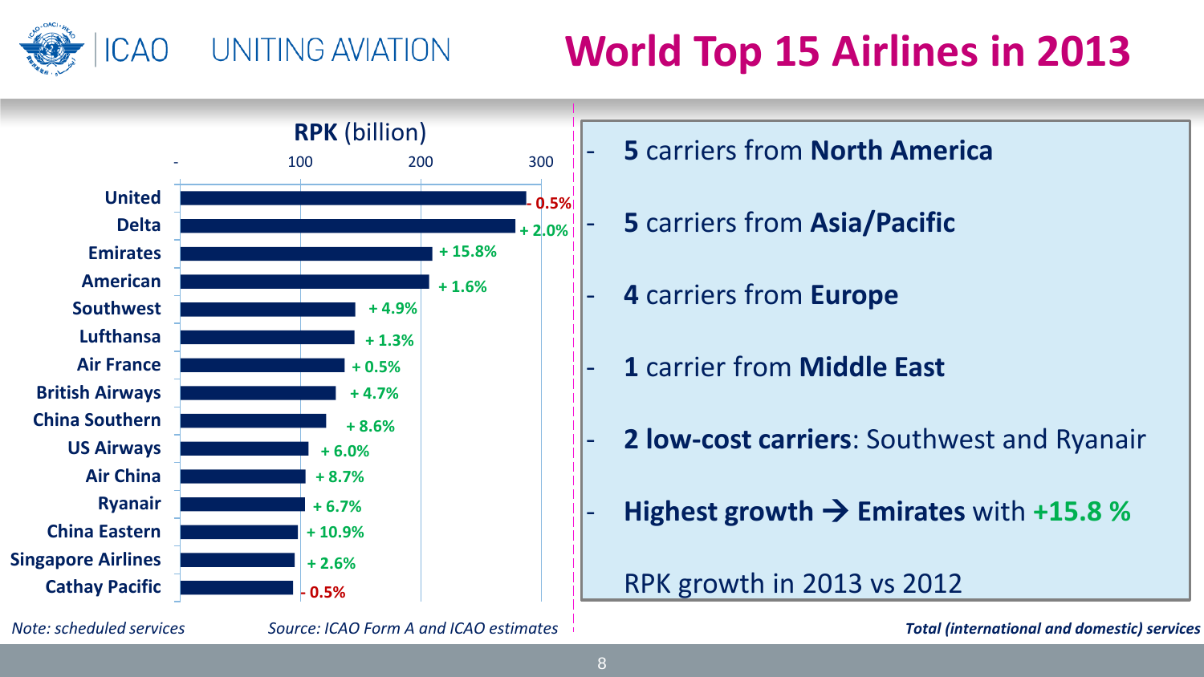# World Top 15 Airlines in 2013

**RPK** (billion)

| Airline | RPK growth |
|---|---|
| United | - 0.5% |
| Delta | + 2.0% |
| Emirates | + 15.8% |
| American | + 1.6% |
| Southwest | + 4.9% |
| Lufthansa | + 1.3% |
| Air France | + 0.5% |
| British Airways | + 4.7% |
| China Southern | + 8.6% |
| US Airways | + 6.0% |
| Air China | + 8.7% |
| Ryanair | + 6.7% |
| China Eastern | + 10.9% |
| Singapore Airlines | + 2.6% |
| Cathay Pacific | - 0.5% |

- **5** carriers from **North America**
- **5** carriers from **Asia/Pacific**
- **4** carriers from **Europe**
- **1** carrier from **Middle East**
- **2 low-cost carriers**: Southwest and Ryanair
- **Highest growth → Emirates** with **+15.8 %**

RPK growth in 2013 vs 2012

*Note: scheduled services*

*Source: ICAO Form A and ICAO estimates*

***Total (international and domestic) services***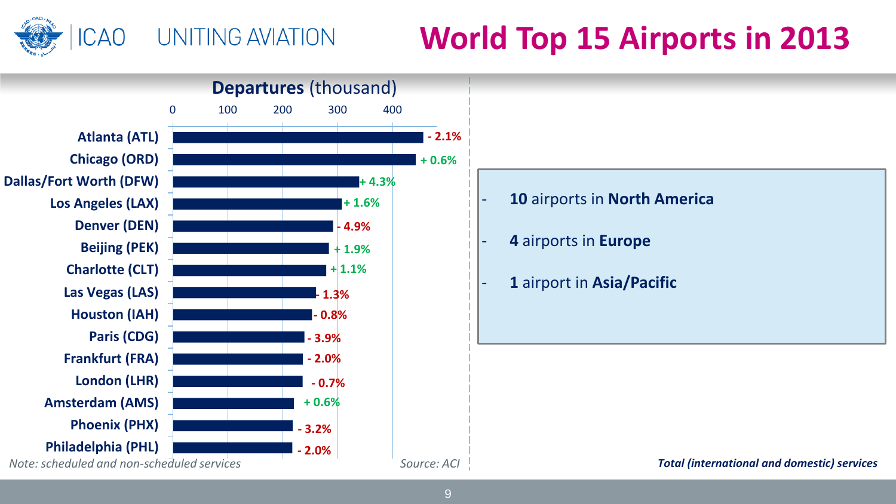# World Top 15 Airports in 2013

**Departures** (thousand)

| Airport | Change |
|---|---|
| Atlanta (ATL) | - 2.1% |
| Chicago (ORD) | + 0.6% |
| Dallas/Fort Worth (DFW) | + 4.3% |
| Los Angeles (LAX) | + 1.6% |
| Denver (DEN) | - 4.9% |
| Beijing (PEK) | + 1.9% |
| Charlotte (CLT) | + 1.1% |
| Las Vegas (LAS) | - 1.3% |
| Houston (IAH) | - 0.8% |
| Paris (CDG) | - 3.9% |
| Frankfurt (FRA) | - 2.0% |
| London (LHR) | - 0.7% |
| Amsterdam (AMS) | + 0.6% |
| Phoenix (PHX) | - 3.2% |
| Philadelphia (PHL) | - 2.0% |

*Note: scheduled and non-scheduled services*

*Source: ACI*

- **10** airports in **North America**
- **4** airports in **Europe**
- **1** airport in **Asia/Pacific**

***Total (international and domestic) services***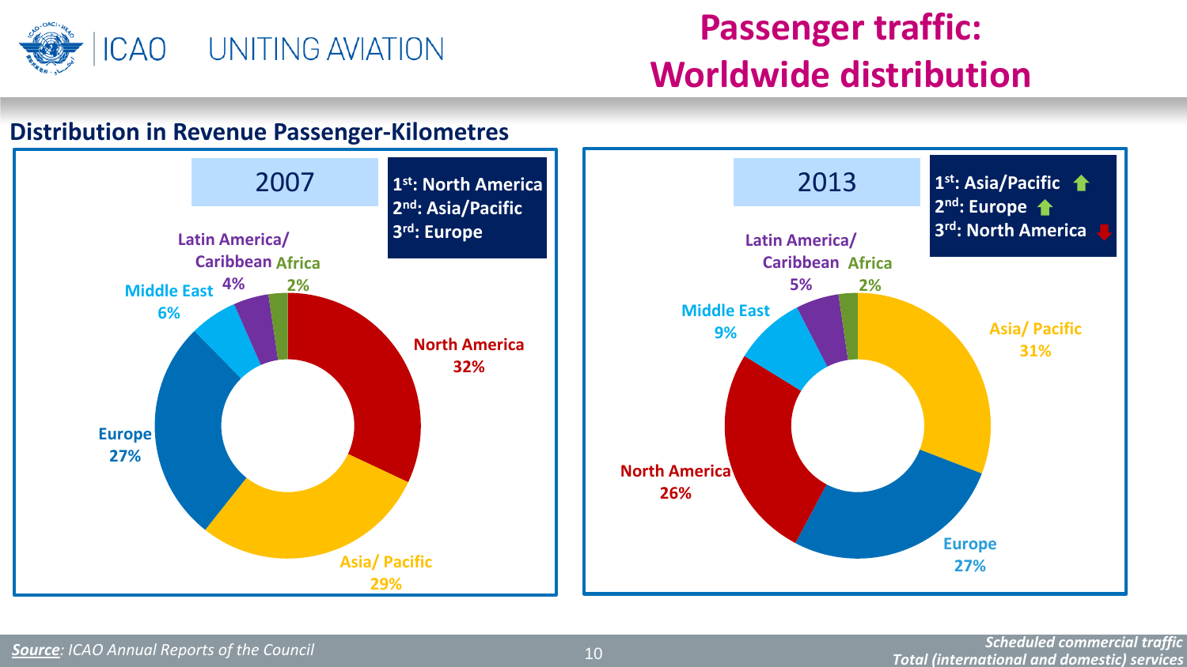# Passenger traffic: Worldwide distribution

## Distribution in Revenue Passenger-Kilometres

**2007**

1st: North America
2nd: Asia/Pacific
3rd: Europe

| Region | Share |
|---|---|
| North America | 32% |
| Asia/ Pacific | 29% |
| Europe | 27% |
| Middle East | 6% |
| Latin America/ Caribbean | 4% |
| Africa | 2% |

**2013**

1st: Asia/Pacific ↑
2nd: Europe ↑
3rd: North America ↓

| Region | Share |
|---|---|
| Asia/ Pacific | 31% |
| Europe | 27% |
| North America | 26% |
| Middle East | 9% |
| Latin America/ Caribbean | 5% |
| Africa | 2% |

***Source**: ICAO Annual Reports of the Council*

***Scheduled commercial traffic***
***Total (international and domestic) services***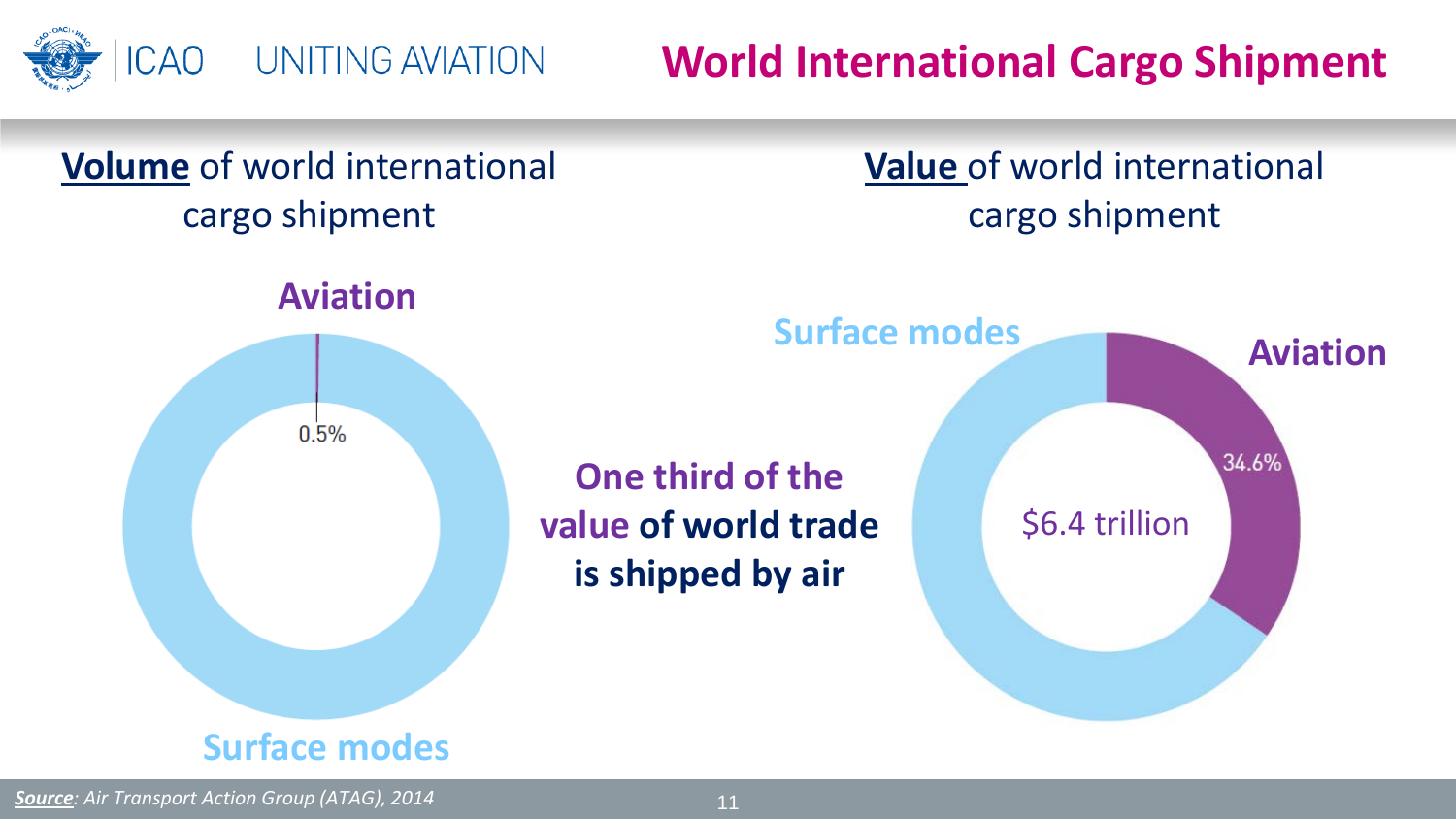# World International Cargo Shipment

**Volume** of world international cargo shipment

Aviation

0.5%

Surface modes

**One third of the value of world trade is shipped by air**

**Value** of world international cargo shipment

Surface modes

Aviation

34.6%

$6.4 trillion

***Source**: Air Transport Action Group (ATAG), 2014*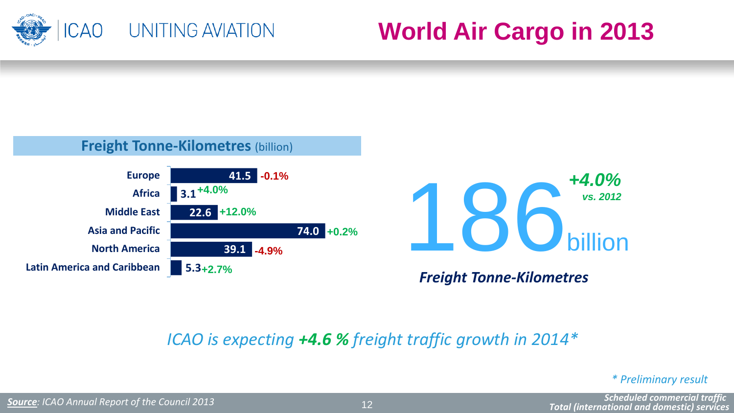# World Air Cargo in 2013

**Freight Tonne-Kilometres** (billion)

| Region | Freight Tonne-Kilometres (billion) | Change |
|---|---|---|
| Europe | 41.5 | -0.1% |
| Africa | 3.1 | +4.0% |
| Middle East | 22.6 | +12.0% |
| Asia and Pacific | 74.0 | +0.2% |
| North America | 39.1 | -4.9% |
| Latin America and Caribbean | 5.3 | +2.7% |

186 billion — *+4.0% vs. 2012*

***Freight Tonne-Kilometres***

*ICAO is expecting **+4.6 %** freight traffic growth in 2014**

*\* Preliminary result*

***Source**: ICAO Annual Report of the Council 2013*

***Scheduled commercial traffic***
***Total (international and domestic) services***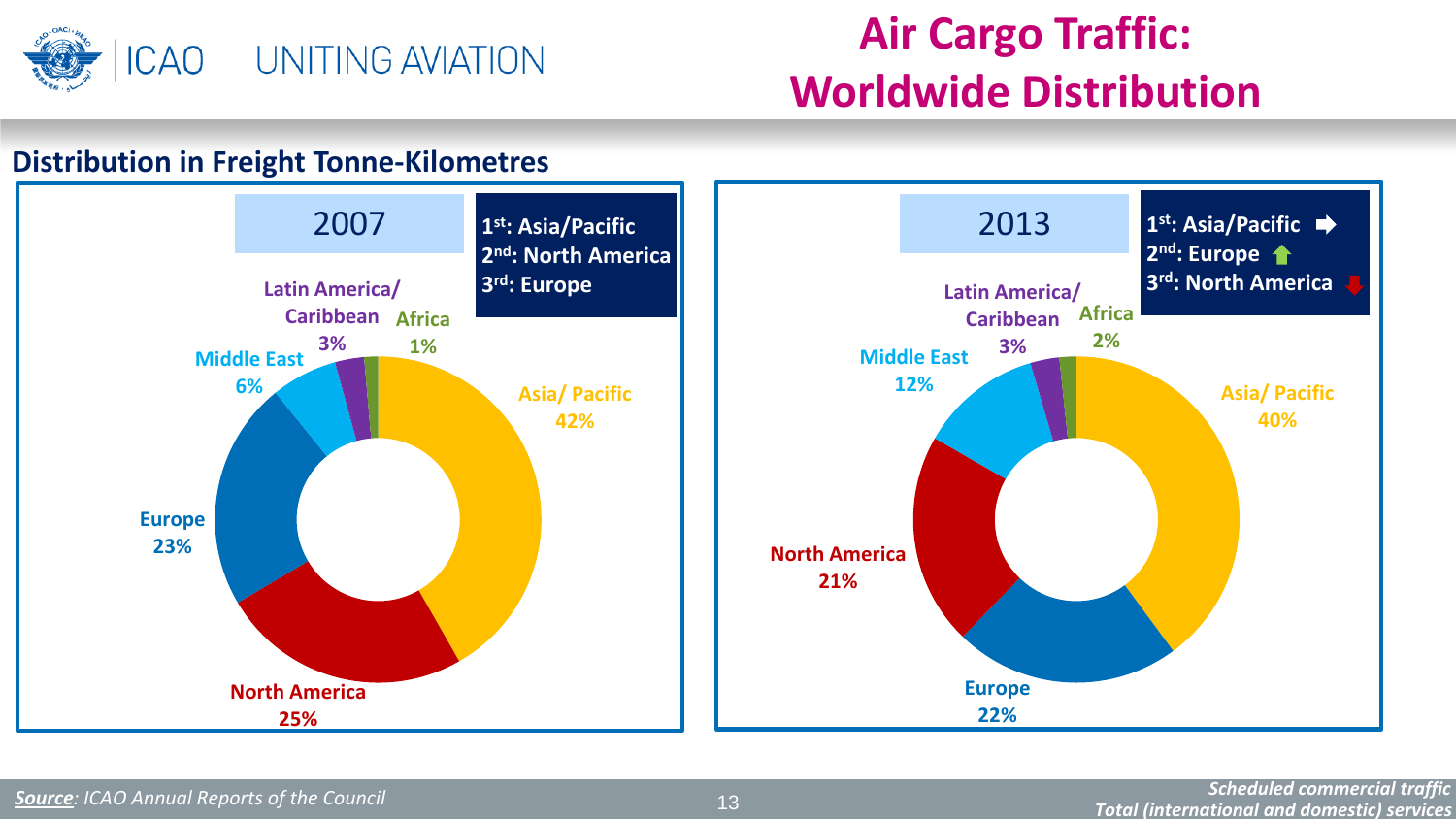# Air Cargo Traffic: Worldwide Distribution

## Distribution in Freight Tonne-Kilometres

### 2007

1st: Asia/Pacific
2nd: North America
3rd: Europe

| Region | Share |
| --- | --- |
| Asia/ Pacific | 42% |
| North America | 25% |
| Europe | 23% |
| Middle East | 6% |
| Latin America/ Caribbean | 3% |
| Africa | 1% |

### 2013

1st: Asia/Pacific ➡
2nd: Europe ⬆
3rd: North America ⬇

| Region | Share |
| --- | --- |
| Asia/ Pacific | 40% |
| Europe | 22% |
| North America | 21% |
| Middle East | 12% |
| Latin America/ Caribbean | 3% |
| Africa | 2% |

***Source**: ICAO Annual Reports of the Council*

***Scheduled commercial traffic***
***Total (international and domestic) services***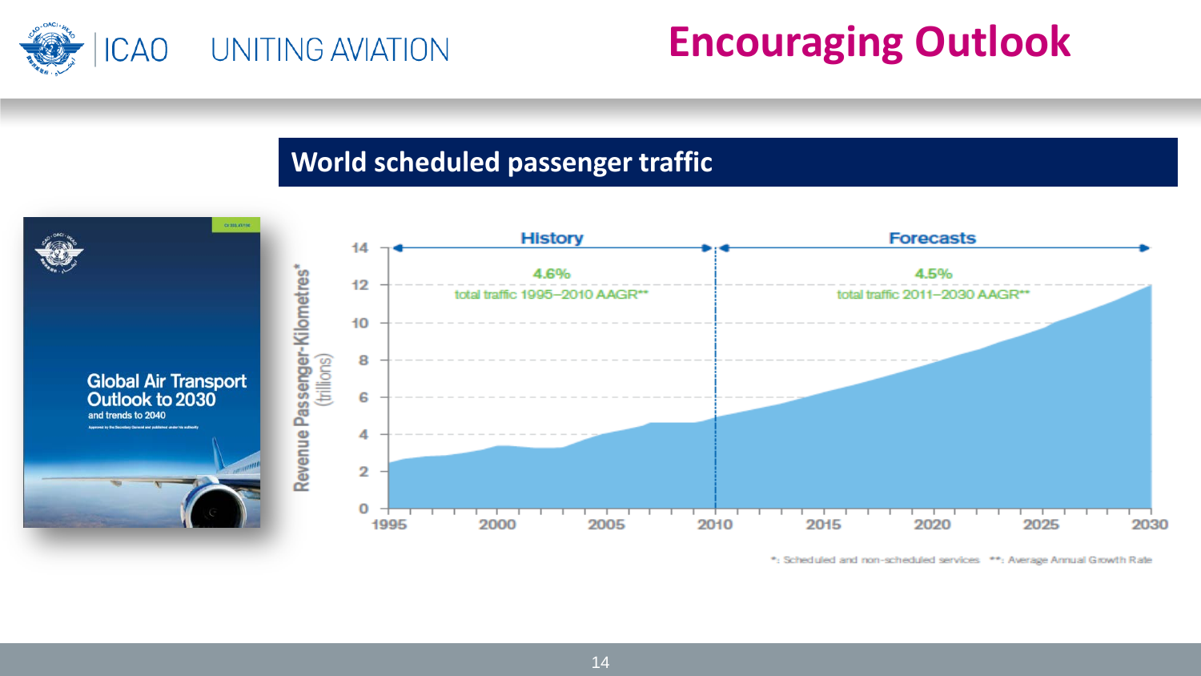# Encouraging Outlook

## World scheduled passenger traffic

Global Air Transport Outlook to 2030
and trends to 2040

History — 4.6% total traffic 1995–2010 AAGR**

Forecasts — 4.5% total traffic 2011–2030 AAGR**

Revenue Passenger-Kilometres* (trillions)

*: Scheduled and non-scheduled services **: Average Annual Growth Rate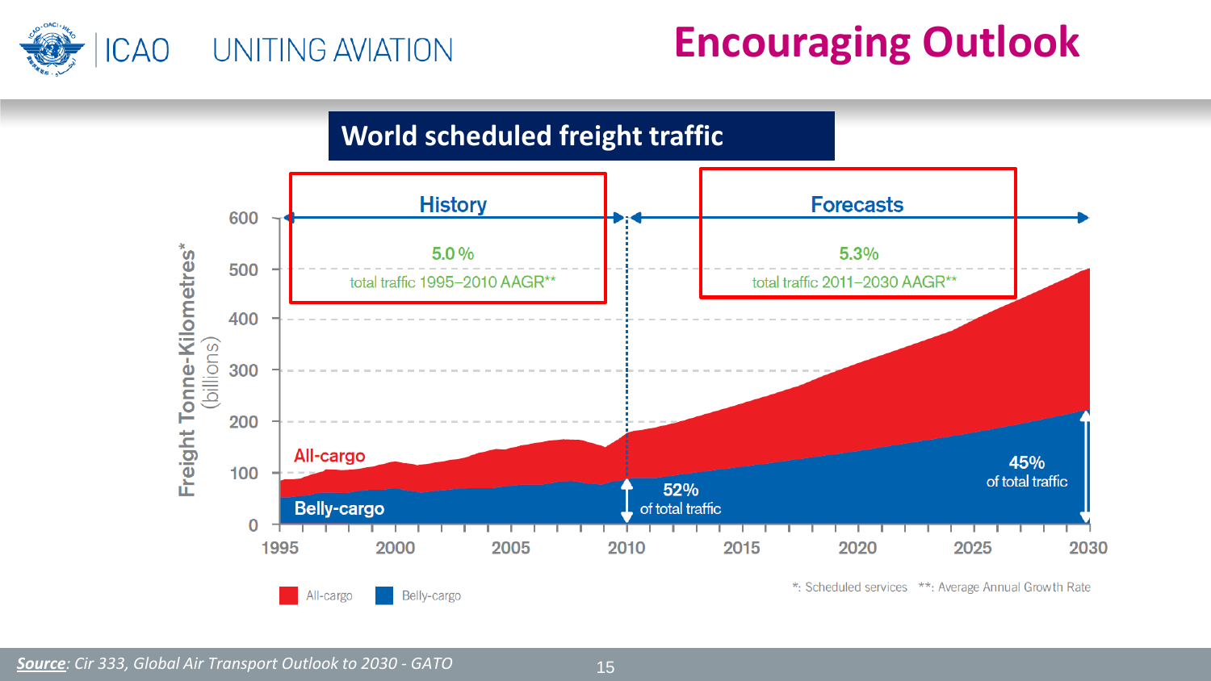## Encouraging Outlook

### World scheduled freight traffic

History

5.0 %

total traffic 1995–2010 AAGR**

Forecasts

5.3%

total traffic 2011–2030 AAGR**

Freight Tonne-Kilometres* (billions)

600
500
400
300
200
100
0

1995 2000 2005 2010 2015 2020 2025 2030

All-cargo

Belly-cargo

52% of total traffic

45% of total traffic

All-cargo Belly-cargo

*: Scheduled services **: Average Annual Growth Rate

***Source**: Cir 333, Global Air Transport Outlook to 2030 - GATO*